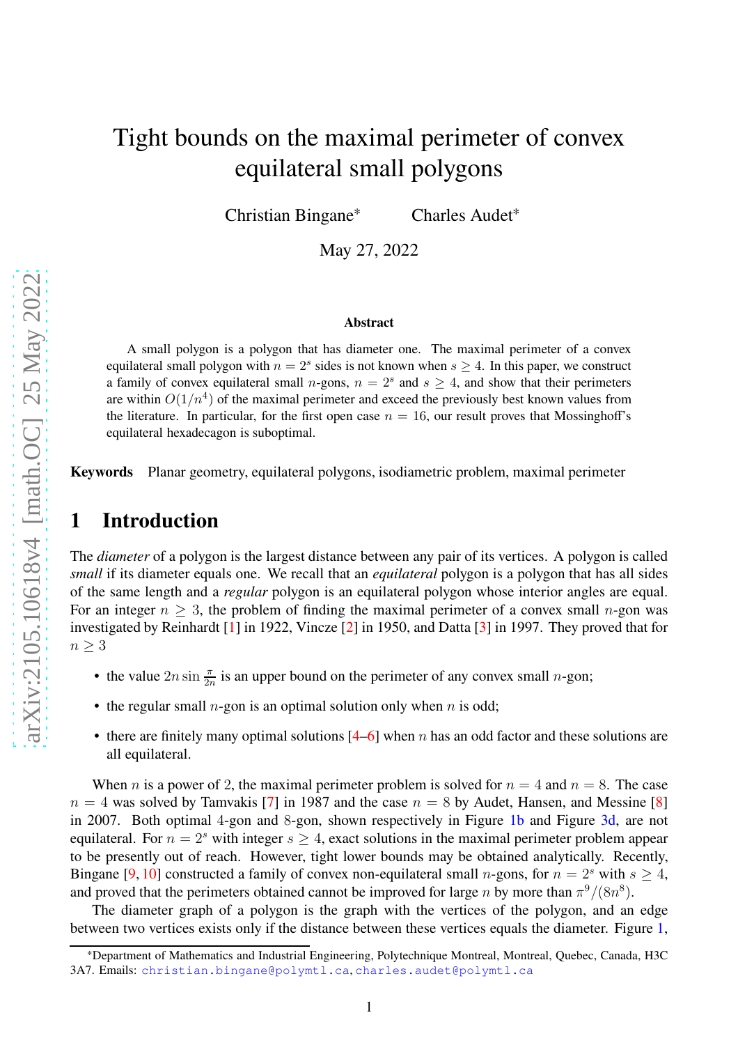# Tight bounds on the maximal perimeter of convex equilateral small polygons

Christian Bingane* Charles Audet*

May 27, 2022

**Abstract**

A small polygon is a polygon that has diameter one. The maximal perimeter of a convex equilateral small polygon with $n = 2^s$ sides is not known when $s \geq 4$. In this paper, we construct a family of convex equilateral small $n$-gons, $n = 2^s$ and $s \geq 4$, and show that their perimeters are within $O(1/n^4)$ of the maximal perimeter and exceed the previously best known values from the literature. In particular, for the first open case $n = 16$, our result proves that Mossinghoff's equilateral hexadecagon is suboptimal.

**Keywords** Planar geometry, equilateral polygons, isodiametric problem, maximal perimeter

## 1 Introduction

The *diameter* of a polygon is the largest distance between any pair of its vertices. A polygon is called *small* if its diameter equals one. We recall that an *equilateral* polygon is a polygon that has all sides of the same length and a *regular* polygon is an equilateral polygon whose interior angles are equal. For an integer $n \geq 3$, the problem of finding the maximal perimeter of a convex small $n$-gon was investigated by Reinhardt [1] in 1922, Vincze [2] in 1950, and Datta [3] in 1997. They proved that for $n \geq 3$

- the value $2n \sin \frac{\pi}{2n}$ is an upper bound on the perimeter of any convex small $n$-gon;
- the regular small $n$-gon is an optimal solution only when $n$ is odd;
- there are finitely many optimal solutions [4–6] when $n$ has an odd factor and these solutions are all equilateral.

When $n$ is a power of 2, the maximal perimeter problem is solved for $n = 4$ and $n = 8$. The case $n = 4$ was solved by Tamvakis [7] in 1987 and the case $n = 8$ by Audet, Hansen, and Messine [8] in 2007. Both optimal 4-gon and 8-gon, shown respectively in Figure 1b and Figure 3d, are not equilateral. For $n = 2^s$ with integer $s \geq 4$, exact solutions in the maximal perimeter problem appear to be presently out of reach. However, tight lower bounds may be obtained analytically. Recently, Bingane [9, 10] constructed a family of convex non-equilateral small $n$-gons, for $n = 2^s$ with $s \geq 4$, and proved that the perimeters obtained cannot be improved for large $n$ by more than $\pi^9/(8n^8)$.

The diameter graph of a polygon is the graph with the vertices of the polygon, and an edge between two vertices exists only if the distance between these vertices equals the diameter. Figure 1,

*Department of Mathematics and Industrial Engineering, Polytechnique Montreal, Montreal, Quebec, Canada, H3C 3A7. Emails: christian.bingane@polymtl.ca, charles.audet@polymtl.ca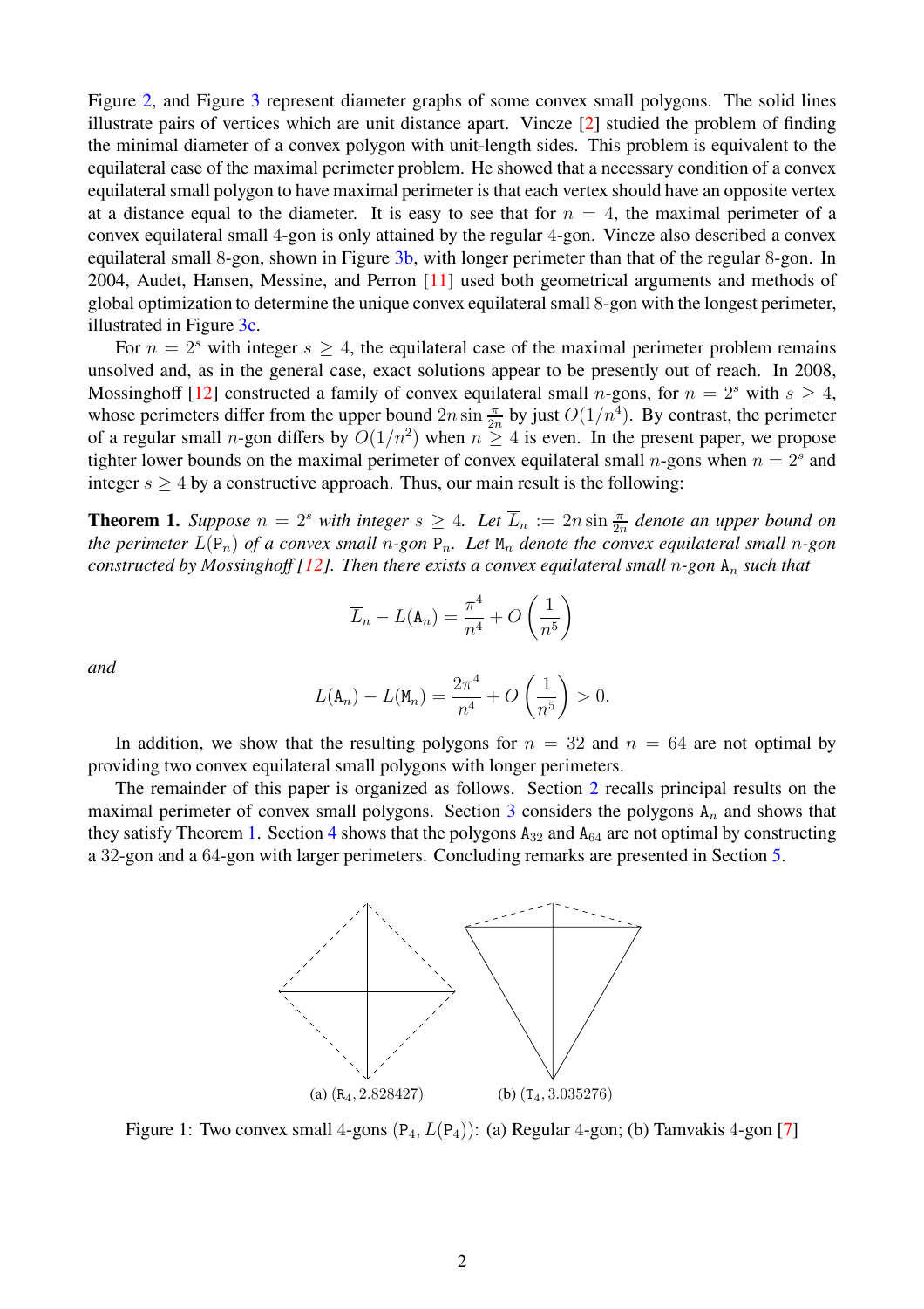Figure 2, and Figure 3 represent diameter graphs of some convex small polygons. The solid lines illustrate pairs of vertices which are unit distance apart. Vincze [2] studied the problem of finding the minimal diameter of a convex polygon with unit-length sides. This problem is equivalent to the equilateral case of the maximal perimeter problem. He showed that a necessary condition of a convex equilateral small polygon to have maximal perimeter is that each vertex should have an opposite vertex at a distance equal to the diameter. It is easy to see that for $n = 4$, the maximal perimeter of a convex equilateral small 4-gon is only attained by the regular 4-gon. Vincze also described a convex equilateral small 8-gon, shown in Figure 3b, with longer perimeter than that of the regular 8-gon. In 2004, Audet, Hansen, Messine, and Perron [11] used both geometrical arguments and methods of global optimization to determine the unique convex equilateral small 8-gon with the longest perimeter, illustrated in Figure 3c.

For $n = 2^s$ with integer $s \geq 4$, the equilateral case of the maximal perimeter problem remains unsolved and, as in the general case, exact solutions appear to be presently out of reach. In 2008, Mossinghoff [12] constructed a family of convex equilateral small $n$-gons, for $n = 2^s$ with $s \geq 4$, whose perimeters differ from the upper bound $2n \sin \frac{\pi}{2n}$ by just $O(1/n^4)$. By contrast, the perimeter of a regular small $n$-gon differs by $O(1/n^2)$ when $n \geq 4$ is even. In the present paper, we propose tighter lower bounds on the maximal perimeter of convex equilateral small $n$-gons when $n = 2^s$ and integer $s \geq 4$ by a constructive approach. Thus, our main result is the following:

**Theorem 1.** *Suppose $n = 2^s$ with integer $s \geq 4$. Let $\overline{L}_n := 2n \sin \frac{\pi}{2n}$ denote an upper bound on the perimeter $L(\mathtt{P}_n)$ of a convex small $n$-gon $\mathtt{P}_n$. Let $\mathtt{M}_n$ denote the convex equilateral small $n$-gon constructed by Mossinghoff [12]. Then there exists a convex equilateral small $n$-gon $\mathtt{A}_n$ such that*

$$\overline{L}_n - L(\mathtt{A}_n) = \frac{\pi^4}{n^4} + O\left(\frac{1}{n^5}\right)$$

*and*

$$L(\mathtt{A}_n) - L(\mathtt{M}_n) = \frac{2\pi^4}{n^4} + O\left(\frac{1}{n^5}\right) > 0.$$

In addition, we show that the resulting polygons for $n = 32$ and $n = 64$ are not optimal by providing two convex equilateral small polygons with longer perimeters.

The remainder of this paper is organized as follows. Section 2 recalls principal results on the maximal perimeter of convex small polygons. Section 3 considers the polygons $\mathtt{A}_n$ and shows that they satisfy Theorem 1. Section 4 shows that the polygons $\mathtt{A}_{32}$ and $\mathtt{A}_{64}$ are not optimal by constructing a 32-gon and a 64-gon with larger perimeters. Concluding remarks are presented in Section 5.

(a) $(\mathtt{R}_4, 2.828427)$ (b) $(\mathtt{T}_4, 3.035276)$

Figure 1: Two convex small 4-gons $(\mathtt{P}_4, L(\mathtt{P}_4))$: (a) Regular 4-gon; (b) Tamvakis 4-gon [7]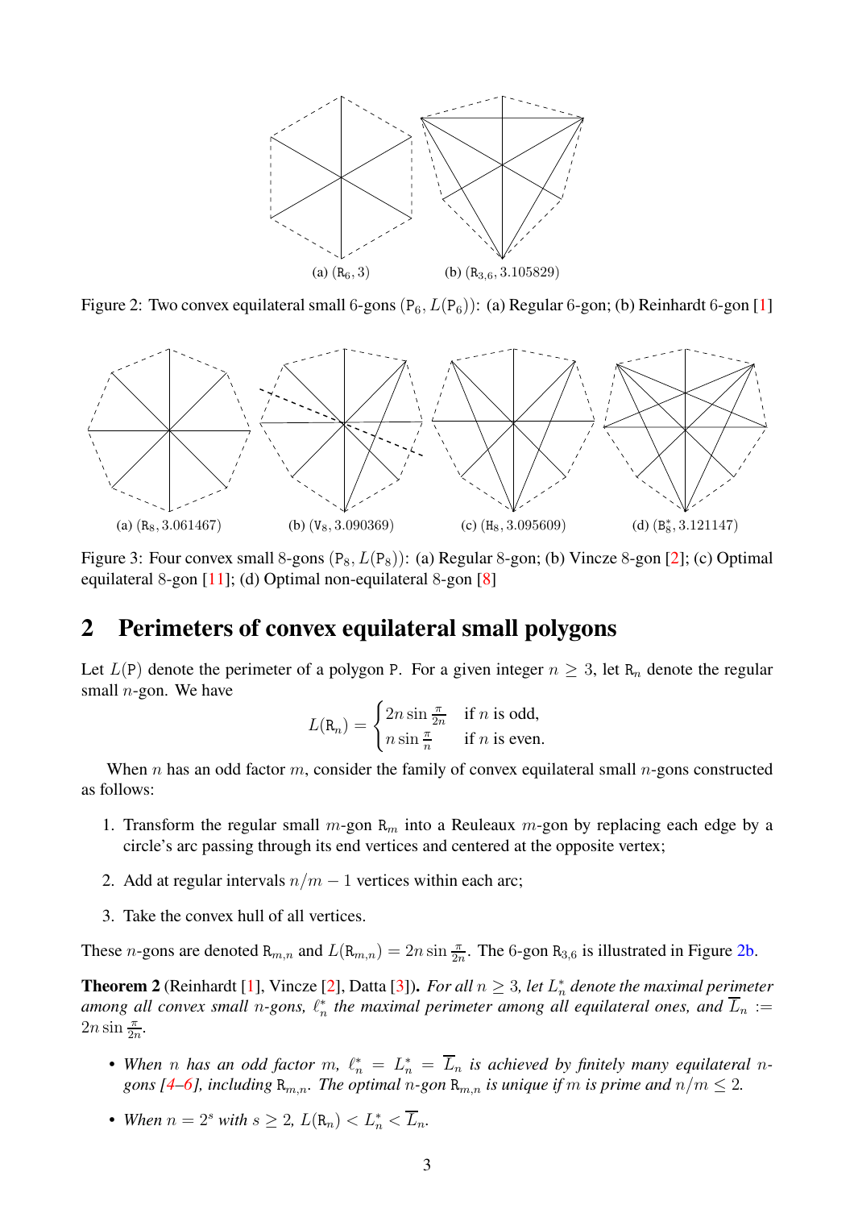(a) $(\mathtt{R}_6, 3)$ (b) $(\mathtt{R}_{3,6}, 3.105829)$

Figure 2: Two convex equilateral small 6-gons $(\mathtt{P}_6, L(\mathtt{P}_6))$: (a) Regular 6-gon; (b) Reinhardt 6-gon [1]

(a) $(\mathtt{R}_8, 3.061467)$ (b) $(\mathtt{V}_8, 3.090369)$ (c) $(\mathtt{H}_8, 3.095609)$ (d) $(\mathtt{B}_8^*, 3.121147)$

Figure 3: Four convex small 8-gons $(\mathtt{P}_8, L(\mathtt{P}_8))$: (a) Regular 8-gon; (b) Vincze 8-gon [2]; (c) Optimal equilateral 8-gon [11]; (d) Optimal non-equilateral 8-gon [8]

## 2 Perimeters of convex equilateral small polygons

Let $L(\mathtt{P})$ denote the perimeter of a polygon $\mathtt{P}$. For a given integer $n \geq 3$, let $\mathtt{R}_n$ denote the regular small $n$-gon. We have

$$L(\mathtt{R}_n) = \begin{cases} 2n \sin \frac{\pi}{2n} & \text{if } n \text{ is odd,} \\ n \sin \frac{\pi}{n} & \text{if } n \text{ is even.} \end{cases}$$

When $n$ has an odd factor $m$, consider the family of convex equilateral small $n$-gons constructed as follows:

1. Transform the regular small $m$-gon $\mathtt{R}_m$ into a Reuleaux $m$-gon by replacing each edge by a circle's arc passing through its end vertices and centered at the opposite vertex;
2. Add at regular intervals $n/m - 1$ vertices within each arc;
3. Take the convex hull of all vertices.

These $n$-gons are denoted $\mathtt{R}_{m,n}$ and $L(\mathtt{R}_{m,n}) = 2n \sin \frac{\pi}{2n}$. The 6-gon $\mathtt{R}_{3,6}$ is illustrated in Figure 2b.

**Theorem 2** (Reinhardt [1], Vincze [2], Datta [3])**.** *For all $n \geq 3$, let $L_n^*$ denote the maximal perimeter among all convex small $n$-gons, $\ell_n^*$ the maximal perimeter among all equilateral ones, and $\overline{L}_n := 2n \sin \frac{\pi}{2n}$.*

- *When $n$ has an odd factor $m$, $\ell_n^* = L_n^* = \overline{L}_n$ is achieved by finitely many equilateral $n$-gons [4–6], including $\mathtt{R}_{m,n}$. The optimal $n$-gon $\mathtt{R}_{m,n}$ is unique if $m$ is prime and $n/m \leq 2$.*
- *When $n = 2^s$ with $s \geq 2$, $L(\mathtt{R}_n) < L_n^* < \overline{L}_n$.*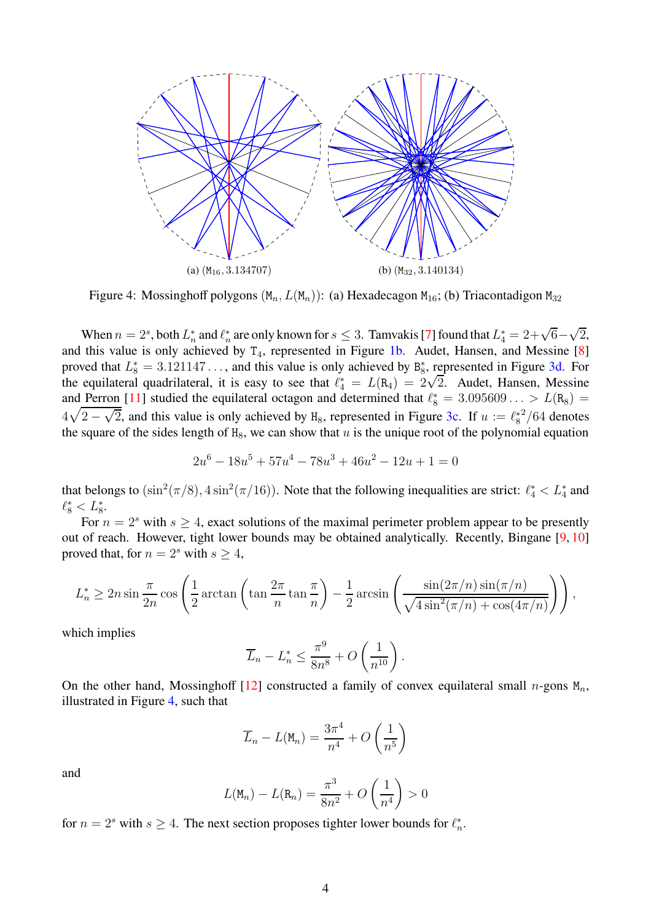(a) $(\mathtt{M}_{16}, 3.134707)$ (b) $(\mathtt{M}_{32}, 3.140134)$

Figure 4: Mossinghoff polygons $(\mathtt{M}_n, L(\mathtt{M}_n))$: (a) Hexadecagon $\mathtt{M}_{16}$; (b) Triacontadigon $\mathtt{M}_{32}$

When $n = 2^s$, both $L_n^*$ and $\ell_n^*$ are only known for $s \leq 3$. Tamvakis [7] found that $L_4^* = 2+\sqrt{6}-\sqrt{2}$, and this value is only achieved by $\mathtt{T}_4$, represented in Figure 1b. Audet, Hansen, and Messine [8] proved that $L_8^* = 3.121147\ldots$, and this value is only achieved by $\mathtt{B}_8^*$, represented in Figure 3d. For the equilateral quadrilateral, it is easy to see that $\ell_4^* = L(\mathtt{R}_4) = 2\sqrt{2}$. Audet, Hansen, Messine and Perron [11] studied the equilateral octagon and determined that $\ell_8^* = 3.095609\ldots > L(\mathtt{R}_8) = 4\sqrt{2-\sqrt{2}}$, and this value is only achieved by $\mathtt{H}_8$, represented in Figure 3c. If $u := \ell_8^{*2}/64$ denotes the square of the sides length of $\mathtt{H}_8$, we can show that $u$ is the unique root of the polynomial equation

$$2u^6 - 18u^5 + 57u^4 - 78u^3 + 46u^2 - 12u + 1 = 0$$

that belongs to $(\sin^2(\pi/8), 4\sin^2(\pi/16))$. Note that the following inequalities are strict: $\ell_4^* < L_4^*$ and $\ell_8^* < L_8^*$.

For $n = 2^s$ with $s \geq 4$, exact solutions of the maximal perimeter problem appear to be presently out of reach. However, tight lower bounds may be obtained analytically. Recently, Bingane [9, 10] proved that, for $n = 2^s$ with $s \geq 4$,

$$L_n^* \geq 2n\sin\frac{\pi}{2n}\cos\left(\frac{1}{2}\arctan\left(\tan\frac{2\pi}{n}\tan\frac{\pi}{n}\right) - \frac{1}{2}\arcsin\left(\frac{\sin(2\pi/n)\sin(\pi/n)}{\sqrt{4\sin^2(\pi/n)+\cos(4\pi/n)}}\right)\right),$$

which implies

$$\overline{L}_n - L_n^* \leq \frac{\pi^9}{8n^8} + O\left(\frac{1}{n^{10}}\right).$$

On the other hand, Mossinghoff [12] constructed a family of convex equilateral small $n$-gons $\mathtt{M}_n$, illustrated in Figure 4, such that

$$\overline{L}_n - L(\mathtt{M}_n) = \frac{3\pi^4}{n^4} + O\left(\frac{1}{n^5}\right)$$

and

$$L(\mathtt{M}_n) - L(\mathtt{R}_n) = \frac{\pi^3}{8n^2} + O\left(\frac{1}{n^4}\right) > 0$$

for $n = 2^s$ with $s \geq 4$. The next section proposes tighter lower bounds for $\ell_n^*$.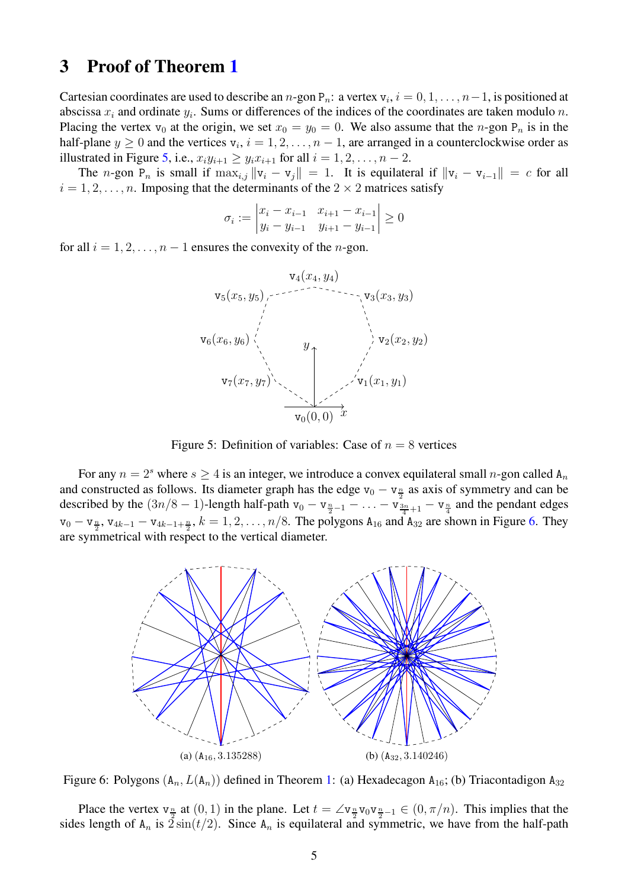## 3 Proof of Theorem 1

Cartesian coordinates are used to describe an $n$-gon $\mathtt{P}_n$: a vertex $\mathtt{v}_i$, $i = 0, 1, \ldots, n-1$, is positioned at abscissa $x_i$ and ordinate $y_i$. Sums or differences of the indices of the coordinates are taken modulo $n$. Placing the vertex $\mathtt{v}_0$ at the origin, we set $x_0 = y_0 = 0$. We also assume that the $n$-gon $\mathtt{P}_n$ is in the half-plane $y \geq 0$ and the vertices $\mathtt{v}_i$, $i = 1, 2, \ldots, n-1$, are arranged in a counterclockwise order as illustrated in Figure 5, i.e., $x_i y_{i+1} \geq y_i x_{i+1}$ for all $i = 1, 2, \ldots, n-2$.

The $n$-gon $\mathtt{P}_n$ is small if $\max_{i,j} \|\mathtt{v}_i - \mathtt{v}_j\| = 1$. It is equilateral if $\|\mathtt{v}_i - \mathtt{v}_{i-1}\| = c$ for all $i = 1, 2, \ldots, n$. Imposing that the determinants of the $2 \times 2$ matrices satisfy

$$\sigma_i := \begin{vmatrix} x_i - x_{i-1} & x_{i+1} - x_{i-1} \\ y_i - y_{i-1} & y_{i+1} - y_{i-1} \end{vmatrix} \geq 0$$

for all $i = 1, 2, \ldots, n-1$ ensures the convexity of the $n$-gon.

Figure 5: Definition of variables: Case of $n = 8$ vertices

For any $n = 2^s$ where $s \geq 4$ is an integer, we introduce a convex equilateral small $n$-gon called $\mathtt{A}_n$ and constructed as follows. Its diameter graph has the edge $\mathtt{v}_0 - \mathtt{v}_{\frac{n}{2}}$ as axis of symmetry and can be described by the $(3n/8 - 1)$-length half-path $\mathtt{v}_0 - \mathtt{v}_{\frac{n}{2}-1} - \ldots - \mathtt{v}_{\frac{3n}{4}+1} - \mathtt{v}_{\frac{n}{4}}$ and the pendant edges $\mathtt{v}_0 - \mathtt{v}_{\frac{n}{2}}$, $\mathtt{v}_{4k-1} - \mathtt{v}_{4k-1+\frac{n}{2}}$, $k = 1, 2, \ldots, n/8$. The polygons $\mathtt{A}_{16}$ and $\mathtt{A}_{32}$ are shown in Figure 6. They are symmetrical with respect to the vertical diameter.

(a) $(\mathtt{A}_{16}, 3.135288)$ (b) $(\mathtt{A}_{32}, 3.140246)$

Figure 6: Polygons $(\mathtt{A}_n, L(\mathtt{A}_n))$ defined in Theorem 1: (a) Hexadecagon $\mathtt{A}_{16}$; (b) Triacontadigon $\mathtt{A}_{32}$

Place the vertex $\mathtt{v}_{\frac{n}{2}}$ at $(0, 1)$ in the plane. Let $t = \angle \mathtt{v}_{\frac{n}{2}} \mathtt{v}_0 \mathtt{v}_{\frac{n}{2}-1} \in (0, \pi/n)$. This implies that the sides length of $\mathtt{A}_n$ is $2\sin(t/2)$. Since $\mathtt{A}_n$ is equilateral and symmetric, we have from the half-path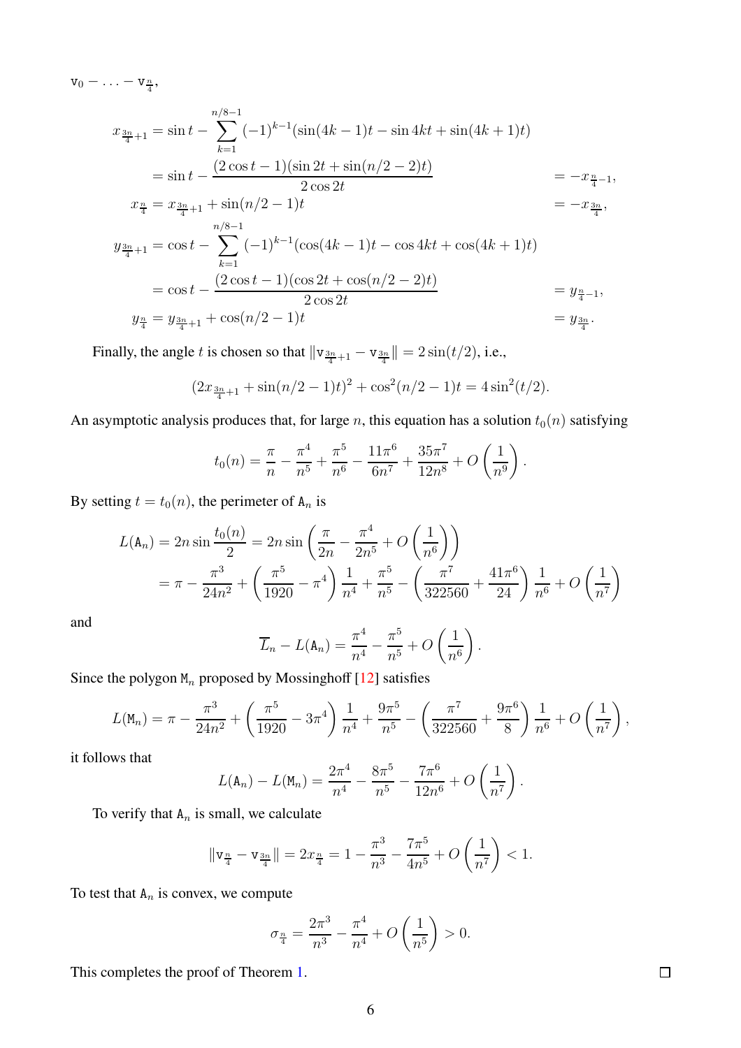$\mathtt{v}_0 - \ldots - \mathtt{v}_{\frac{n}{4}}$,

$$
\begin{aligned}
x_{\frac{3n}{4}+1} &= \sin t - \sum_{k=1}^{n/8-1} (-1)^{k-1} (\sin(4k-1)t - \sin 4kt + \sin(4k+1)t) \\
&= \sin t - \frac{(2\cos t - 1)(\sin 2t + \sin(n/2-2)t)}{2\cos 2t} && = -x_{\frac{n}{4}-1}, \\
x_{\frac{n}{4}} &= x_{\frac{3n}{4}+1} + \sin(n/2-1)t && = -x_{\frac{3n}{4}}, \\
y_{\frac{3n}{4}+1} &= \cos t - \sum_{k=1}^{n/8-1} (-1)^{k-1} (\cos(4k-1)t - \cos 4kt + \cos(4k+1)t) \\
&= \cos t - \frac{(2\cos t - 1)(\cos 2t + \cos(n/2-2)t)}{2\cos 2t} && = y_{\frac{n}{4}-1}, \\
y_{\frac{n}{4}} &= y_{\frac{3n}{4}+1} + \cos(n/2-1)t && = y_{\frac{3n}{4}}.
\end{aligned}
$$

Finally, the angle $t$ is chosen so that $\|\mathtt{v}_{\frac{3n}{4}+1} - \mathtt{v}_{\frac{3n}{4}}\| = 2\sin(t/2)$, i.e.,

$$
(2x_{\frac{3n}{4}+1} + \sin(n/2-1)t)^2 + \cos^2(n/2-1)t = 4\sin^2(t/2).
$$

An asymptotic analysis produces that, for large $n$, this equation has a solution $t_0(n)$ satisfying

$$
t_0(n) = \frac{\pi}{n} - \frac{\pi^4}{n^5} + \frac{\pi^5}{n^6} - \frac{11\pi^6}{6n^7} + \frac{35\pi^7}{12n^8} + O\left(\frac{1}{n^9}\right).
$$

By setting $t = t_0(n)$, the perimeter of $\mathtt{A}_n$ is

$$
\begin{aligned}
L(\mathtt{A}_n) &= 2n \sin\frac{t_0(n)}{2} = 2n \sin\left(\frac{\pi}{2n} - \frac{\pi^4}{2n^5} + O\left(\frac{1}{n^6}\right)\right) \\
&= \pi - \frac{\pi^3}{24n^2} + \left(\frac{\pi^5}{1920} - \pi^4\right)\frac{1}{n^4} + \frac{\pi^5}{n^5} - \left(\frac{\pi^7}{322560} + \frac{41\pi^6}{24}\right)\frac{1}{n^6} + O\left(\frac{1}{n^7}\right)
\end{aligned}
$$

and

$$
\overline{L}_n - L(\mathtt{A}_n) = \frac{\pi^4}{n^4} - \frac{\pi^5}{n^5} + O\left(\frac{1}{n^6}\right).
$$

Since the polygon $\mathtt{M}_n$ proposed by Mossinghoff [12] satisfies

$$
L(\mathtt{M}_n) = \pi - \frac{\pi^3}{24n^2} + \left(\frac{\pi^5}{1920} - 3\pi^4\right)\frac{1}{n^4} + \frac{9\pi^5}{n^5} - \left(\frac{\pi^7}{322560} + \frac{9\pi^6}{8}\right)\frac{1}{n^6} + O\left(\frac{1}{n^7}\right),
$$

it follows that

$$
L(\mathtt{A}_n) - L(\mathtt{M}_n) = \frac{2\pi^4}{n^4} - \frac{8\pi^5}{n^5} - \frac{7\pi^6}{12n^6} + O\left(\frac{1}{n^7}\right).
$$

To verify that $\mathtt{A}_n$ is small, we calculate

$$
\|\mathtt{v}_{\frac{n}{4}} - \mathtt{v}_{\frac{3n}{4}}\| = 2x_{\frac{n}{4}} = 1 - \frac{\pi^3}{n^3} - \frac{7\pi^5}{4n^5} + O\left(\frac{1}{n^7}\right) < 1.
$$

To test that $\mathtt{A}_n$ is convex, we compute

$$
\sigma_{\frac{n}{4}} = \frac{2\pi^3}{n^3} - \frac{\pi^4}{n^4} + O\left(\frac{1}{n^5}\right) > 0.
$$

This completes the proof of Theorem 1. $\square$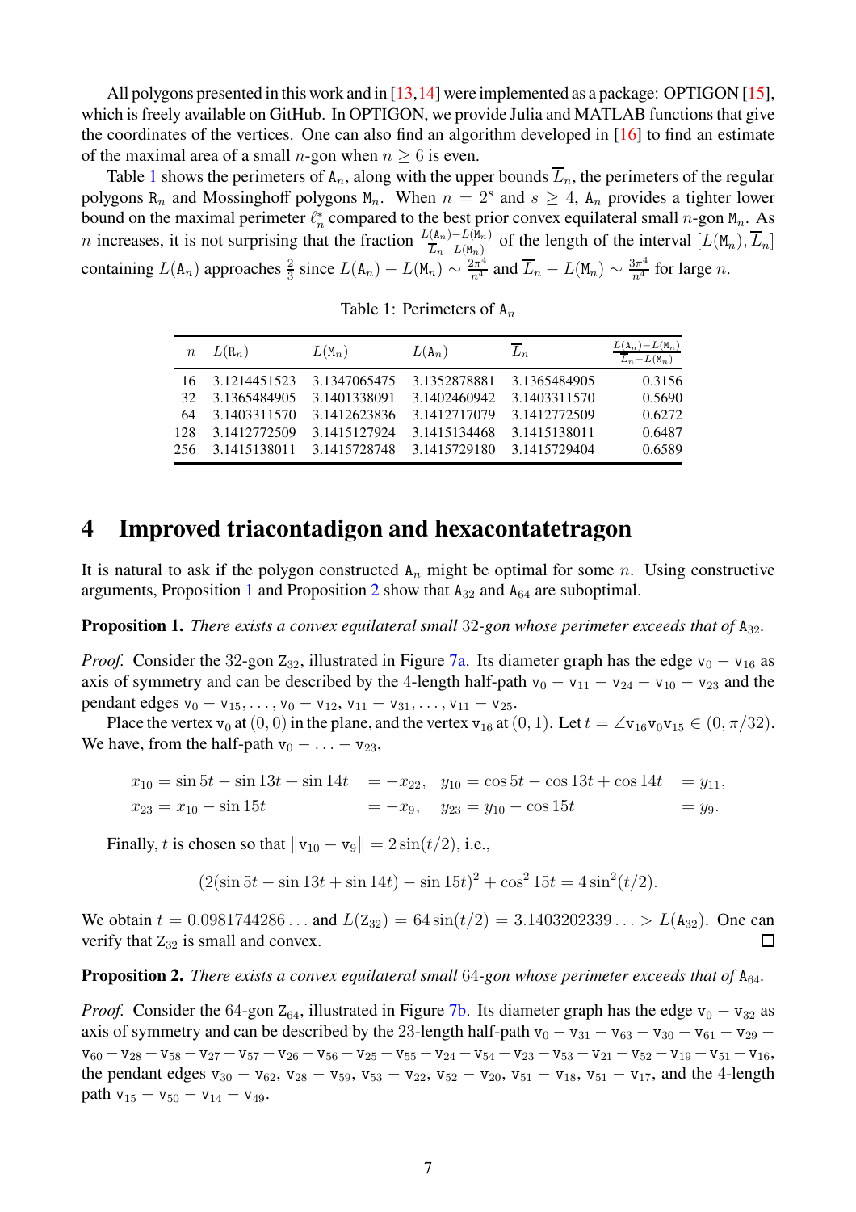All polygons presented in this work and in [13,14] were implemented as a package: OPTIGON [15], which is freely available on GitHub. In OPTIGON, we provide Julia and MATLAB functions that give the coordinates of the vertices. One can also find an algorithm developed in [16] to find an estimate of the maximal area of a small $n$-gon when $n \geq 6$ is even.

Table 1 shows the perimeters of $\mathtt{A}_n$, along with the upper bounds $\overline{L}_n$, the perimeters of the regular polygons $\mathtt{R}_n$ and Mossinghoff polygons $\mathtt{M}_n$. When $n = 2^s$ and $s \geq 4$, $\mathtt{A}_n$ provides a tighter lower bound on the maximal perimeter $\ell_n^*$ compared to the best prior convex equilateral small $n$-gon $\mathtt{M}_n$. As $n$ increases, it is not surprising that the fraction $\frac{L(\mathtt{A}_n)-L(\mathtt{M}_n)}{\overline{L}_n-L(\mathtt{M}_n)}$ of the length of the interval $[L(\mathtt{M}_n), \overline{L}_n]$ containing $L(\mathtt{A}_n)$ approaches $\frac{2}{3}$ since $L(\mathtt{A}_n) - L(\mathtt{M}_n) \sim \frac{2\pi^4}{n^4}$ and $\overline{L}_n - L(\mathtt{M}_n) \sim \frac{3\pi^4}{n^4}$ for large $n$.

Table 1: Perimeters of $\mathtt{A}_n$

| $n$ | $L(\mathtt{R}_n)$ | $L(\mathtt{M}_n)$ | $L(\mathtt{A}_n)$ | $\overline{L}_n$ | $\frac{L(\mathtt{A}_n)-L(\mathtt{M}_n)}{\overline{L}_n-L(\mathtt{M}_n)}$ |
|---|---|---|---|---|---|
| 16 | 3.1214451523 | 3.1347065475 | 3.1352878881 | 3.1365484905 | 0.3156 |
| 32 | 3.1365484905 | 3.1401338091 | 3.1402460942 | 3.1403311570 | 0.5690 |
| 64 | 3.1403311570 | 3.1412623836 | 3.1412717079 | 3.1412772509 | 0.6272 |
| 128 | 3.1412772509 | 3.1415127924 | 3.1415134468 | 3.1415138011 | 0.6487 |
| 256 | 3.1415138011 | 3.1415728748 | 3.1415729180 | 3.1415729404 | 0.6589 |

## 4 Improved triacontadigon and hexacontatetragon

It is natural to ask if the polygon constructed $\mathtt{A}_n$ might be optimal for some $n$. Using constructive arguments, Proposition 1 and Proposition 2 show that $\mathtt{A}_{32}$ and $\mathtt{A}_{64}$ are suboptimal.

**Proposition 1.** *There exists a convex equilateral small 32-gon whose perimeter exceeds that of* $\mathtt{A}_{32}$*.*

*Proof.* Consider the 32-gon $\mathtt{Z}_{32}$, illustrated in Figure 7a. Its diameter graph has the edge $\mathtt{v}_0 - \mathtt{v}_{16}$ as axis of symmetry and can be described by the 4-length half-path $\mathtt{v}_0 - \mathtt{v}_{11} - \mathtt{v}_{24} - \mathtt{v}_{10} - \mathtt{v}_{23}$ and the pendant edges $\mathtt{v}_0 - \mathtt{v}_{15}, \ldots, \mathtt{v}_0 - \mathtt{v}_{12}$, $\mathtt{v}_{11} - \mathtt{v}_{31}, \ldots, \mathtt{v}_{11} - \mathtt{v}_{25}$.

Place the vertex $\mathtt{v}_0$ at $(0, 0)$ in the plane, and the vertex $\mathtt{v}_{16}$ at $(0, 1)$. Let $t = \angle \mathtt{v}_{16}\mathtt{v}_0\mathtt{v}_{15} \in (0, \pi/32)$. We have, from the half-path $\mathtt{v}_0 - \ldots - \mathtt{v}_{23}$,

$$
\begin{aligned}
x_{10} &= \sin 5t - \sin 13t + \sin 14t &&= -x_{22}, & y_{10} &= \cos 5t - \cos 13t + \cos 14t &&= y_{11}, \\
x_{23} &= x_{10} - \sin 15t &&= -x_9, & y_{23} &= y_{10} - \cos 15t &&= y_9.
\end{aligned}
$$

Finally, $t$ is chosen so that $\|\mathtt{v}_{10} - \mathtt{v}_9\| = 2\sin(t/2)$, i.e.,

$$
(2(\sin 5t - \sin 13t + \sin 14t) - \sin 15t)^2 + \cos^2 15t = 4\sin^2(t/2).
$$

We obtain $t = 0.0981744286\ldots$ and $L(\mathtt{Z}_{32}) = 64\sin(t/2) = 3.1403202339\ldots > L(\mathtt{A}_{32})$. One can verify that $\mathtt{Z}_{32}$ is small and convex. $\square$

**Proposition 2.** *There exists a convex equilateral small 64-gon whose perimeter exceeds that of* $\mathtt{A}_{64}$*.*

*Proof.* Consider the 64-gon $\mathtt{Z}_{64}$, illustrated in Figure 7b. Its diameter graph has the edge $\mathtt{v}_0 - \mathtt{v}_{32}$ as axis of symmetry and can be described by the 23-length half-path $\mathtt{v}_0 - \mathtt{v}_{31} - \mathtt{v}_{63} - \mathtt{v}_{30} - \mathtt{v}_{61} - \mathtt{v}_{29} - \mathtt{v}_{60} - \mathtt{v}_{28} - \mathtt{v}_{58} - \mathtt{v}_{27} - \mathtt{v}_{57} - \mathtt{v}_{26} - \mathtt{v}_{56} - \mathtt{v}_{25} - \mathtt{v}_{55} - \mathtt{v}_{24} - \mathtt{v}_{54} - \mathtt{v}_{23} - \mathtt{v}_{53} - \mathtt{v}_{21} - \mathtt{v}_{52} - \mathtt{v}_{19} - \mathtt{v}_{51} - \mathtt{v}_{16}$, the pendant edges $\mathtt{v}_{30} - \mathtt{v}_{62}$, $\mathtt{v}_{28} - \mathtt{v}_{59}$, $\mathtt{v}_{53} - \mathtt{v}_{22}$, $\mathtt{v}_{52} - \mathtt{v}_{20}$, $\mathtt{v}_{51} - \mathtt{v}_{18}$, $\mathtt{v}_{51} - \mathtt{v}_{17}$, and the 4-length path $\mathtt{v}_{15} - \mathtt{v}_{50} - \mathtt{v}_{14} - \mathtt{v}_{49}$.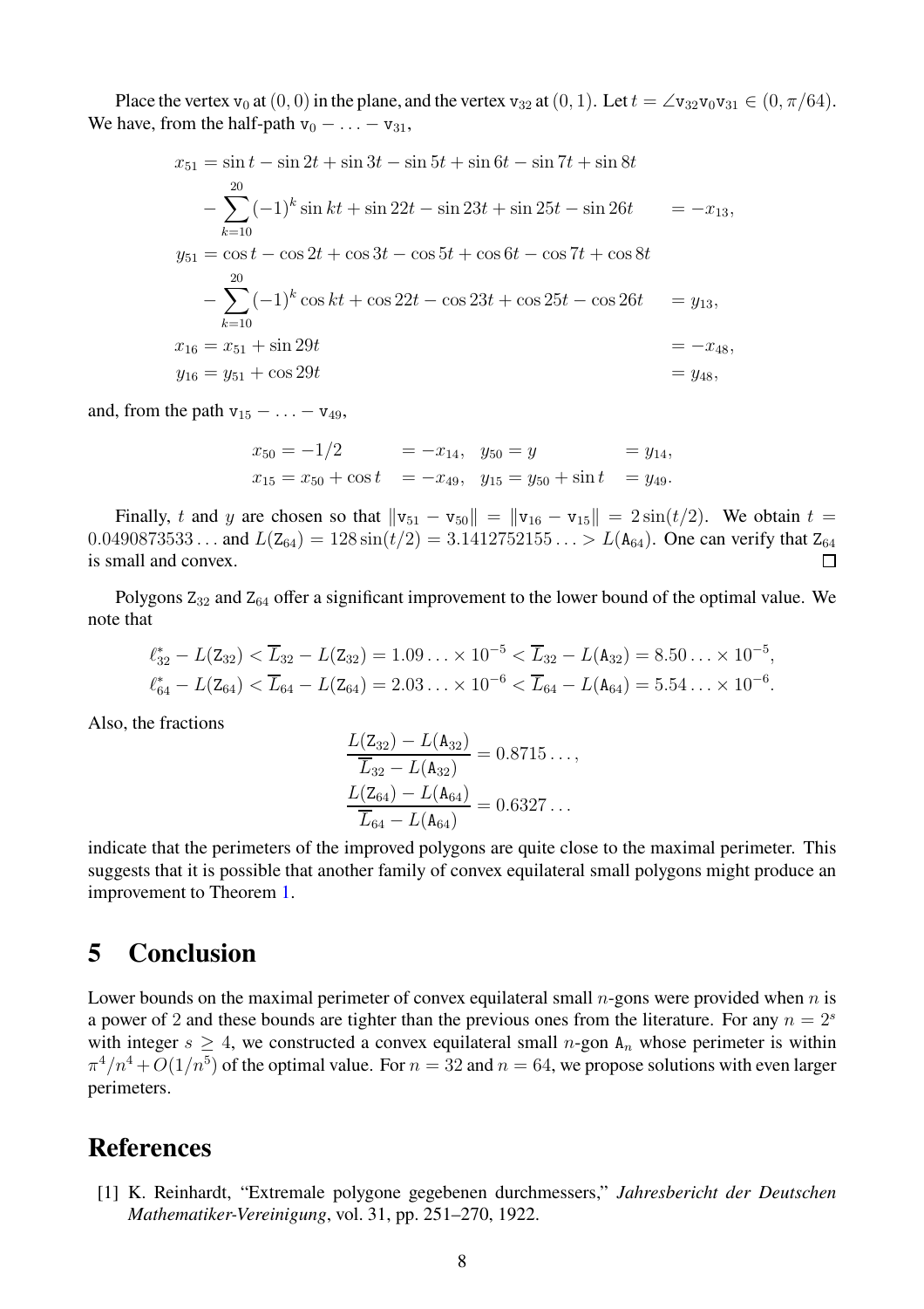Place the vertex $v_0$ at $(0, 0)$ in the plane, and the vertex $v_{32}$ at $(0, 1)$. Let $t = \angle v_{32}v_0v_{31} \in (0, \pi/64)$. We have, from the half-path $v_0 - \ldots - v_{31}$,

$$
\begin{aligned}
x_{51} &= \sin t - \sin 2t + \sin 3t - \sin 5t + \sin 6t - \sin 7t + \sin 8t \\
&\quad - \sum_{k=10}^{20} (-1)^k \sin kt + \sin 22t - \sin 23t + \sin 25t - \sin 26t &&= -x_{13}, \\
y_{51} &= \cos t - \cos 2t + \cos 3t - \cos 5t + \cos 6t - \cos 7t + \cos 8t \\
&\quad - \sum_{k=10}^{20} (-1)^k \cos kt + \cos 22t - \cos 23t + \cos 25t - \cos 26t &&= y_{13}, \\
x_{16} &= x_{51} + \sin 29t &&= -x_{48}, \\
y_{16} &= y_{51} + \cos 29t &&= y_{48},
\end{aligned}
$$

and, from the path $v_{15} - \ldots - v_{49}$,

$$
\begin{aligned}
x_{50} &= -1/2 &&= -x_{14}, \quad & y_{50} &= y &&= y_{14}, \\
x_{15} &= x_{50} + \cos t &&= -x_{49}, \quad & y_{15} &= y_{50} + \sin t &&= y_{49}.
\end{aligned}
$$

Finally, $t$ and $y$ are chosen so that $\|v_{51} - v_{50}\| = \|v_{16} - v_{15}\| = 2\sin(t/2)$. We obtain $t = 0.0490873533\ldots$ and $L(Z_{64}) = 128\sin(t/2) = 3.1412752155\ldots > L(A_{64})$. One can verify that $Z_{64}$ is small and convex. □

Polygons $Z_{32}$ and $Z_{64}$ offer a significant improvement to the lower bound of the optimal value. We note that

$$
\begin{aligned}
\ell_{32}^* - L(Z_{32}) < \overline{L}_{32} - L(Z_{32}) = 1.09\ldots \times 10^{-5} < \overline{L}_{32} - L(A_{32}) = 8.50\ldots \times 10^{-5}, \\
\ell_{64}^* - L(Z_{64}) < \overline{L}_{64} - L(Z_{64}) = 2.03\ldots \times 10^{-6} < \overline{L}_{64} - L(A_{64}) = 5.54\ldots \times 10^{-6}.
\end{aligned}
$$

Also, the fractions

$$
\begin{aligned}
\frac{L(Z_{32}) - L(A_{32})}{\overline{L}_{32} - L(A_{32})} &= 0.8715\ldots, \\
\frac{L(Z_{64}) - L(A_{64})}{\overline{L}_{64} - L(A_{64})} &= 0.6327\ldots
\end{aligned}
$$

indicate that the perimeters of the improved polygons are quite close to the maximal perimeter. This suggests that it is possible that another family of convex equilateral small polygons might produce an improvement to Theorem 1.

## 5 Conclusion

Lower bounds on the maximal perimeter of convex equilateral small $n$-gons were provided when $n$ is a power of 2 and these bounds are tighter than the previous ones from the literature. For any $n = 2^s$ with integer $s \geq 4$, we constructed a convex equilateral small $n$-gon $A_n$ whose perimeter is within $\pi^4/n^4 + O(1/n^5)$ of the optimal value. For $n = 32$ and $n = 64$, we propose solutions with even larger perimeters.

## References

[1] K. Reinhardt, "Extremale polygone gegebenen durchmessers," *Jahresbericht der Deutschen Mathematiker-Vereinigung*, vol. 31, pp. 251–270, 1922.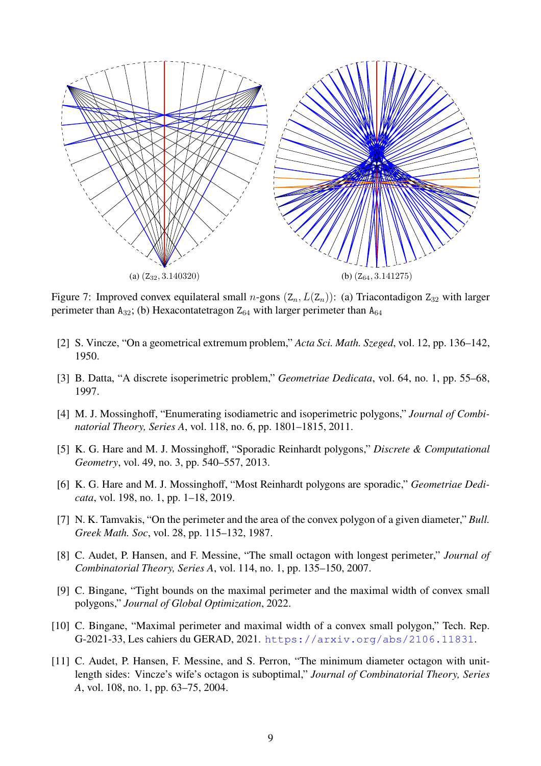(a) $(\mathtt{Z}_{32}, 3.140320)$

(b) $(\mathtt{Z}_{64}, 3.141275)$

Figure 7: Improved convex equilateral small $n$-gons $(\mathtt{Z}_n, L(\mathtt{Z}_n))$: (a) Triacontadigon $\mathtt{Z}_{32}$ with larger perimeter than $\mathtt{A}_{32}$; (b) Hexacontatetragon $\mathtt{Z}_{64}$ with larger perimeter than $\mathtt{A}_{64}$

[2] S. Vincze, "On a geometrical extremum problem," *Acta Sci. Math. Szeged*, vol. 12, pp. 136–142, 1950.

[3] B. Datta, "A discrete isoperimetric problem," *Geometriae Dedicata*, vol. 64, no. 1, pp. 55–68, 1997.

[4] M. J. Mossinghoff, "Enumerating isodiametric and isoperimetric polygons," *Journal of Combinatorial Theory, Series A*, vol. 118, no. 6, pp. 1801–1815, 2011.

[5] K. G. Hare and M. J. Mossinghoff, "Sporadic Reinhardt polygons," *Discrete & Computational Geometry*, vol. 49, no. 3, pp. 540–557, 2013.

[6] K. G. Hare and M. J. Mossinghoff, "Most Reinhardt polygons are sporadic," *Geometriae Dedicata*, vol. 198, no. 1, pp. 1–18, 2019.

[7] N. K. Tamvakis, "On the perimeter and the area of the convex polygon of a given diameter," *Bull. Greek Math. Soc*, vol. 28, pp. 115–132, 1987.

[8] C. Audet, P. Hansen, and F. Messine, "The small octagon with longest perimeter," *Journal of Combinatorial Theory, Series A*, vol. 114, no. 1, pp. 135–150, 2007.

[9] C. Bingane, "Tight bounds on the maximal perimeter and the maximal width of convex small polygons," *Journal of Global Optimization*, 2022.

[10] C. Bingane, "Maximal perimeter and maximal width of a convex small polygon," Tech. Rep. G-2021-33, Les cahiers du GERAD, 2021. https://arxiv.org/abs/2106.11831.

[11] C. Audet, P. Hansen, F. Messine, and S. Perron, "The minimum diameter octagon with unit-length sides: Vincze's wife's octagon is suboptimal," *Journal of Combinatorial Theory, Series A*, vol. 108, no. 1, pp. 63–75, 2004.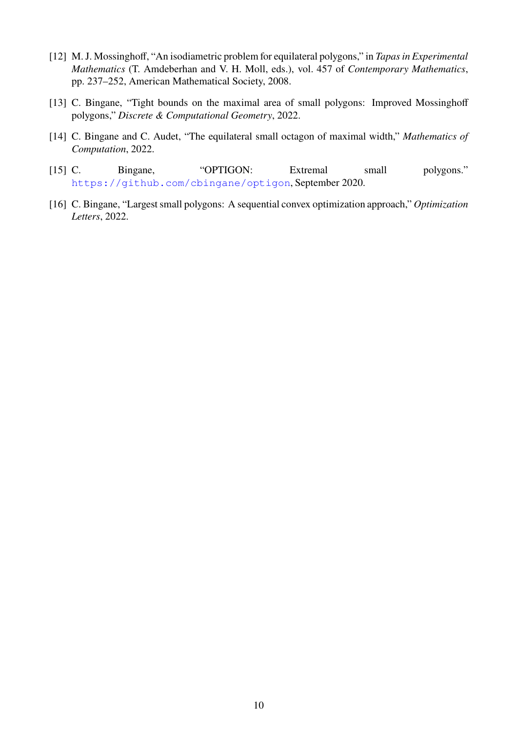[12] M. J. Mossinghoff, "An isodiametric problem for equilateral polygons," in *Tapas in Experimental Mathematics* (T. Amdeberhan and V. H. Moll, eds.), vol. 457 of *Contemporary Mathematics*, pp. 237–252, American Mathematical Society, 2008.

[13] C. Bingane, "Tight bounds on the maximal area of small polygons: Improved Mossinghoff polygons," *Discrete & Computational Geometry*, 2022.

[14] C. Bingane and C. Audet, "The equilateral small octagon of maximal width," *Mathematics of Computation*, 2022.

[15] C. Bingane, "OPTIGON: Extremal small polygons." https://github.com/cbingane/optigon, September 2020.

[16] C. Bingane, "Largest small polygons: A sequential convex optimization approach," *Optimization Letters*, 2022.